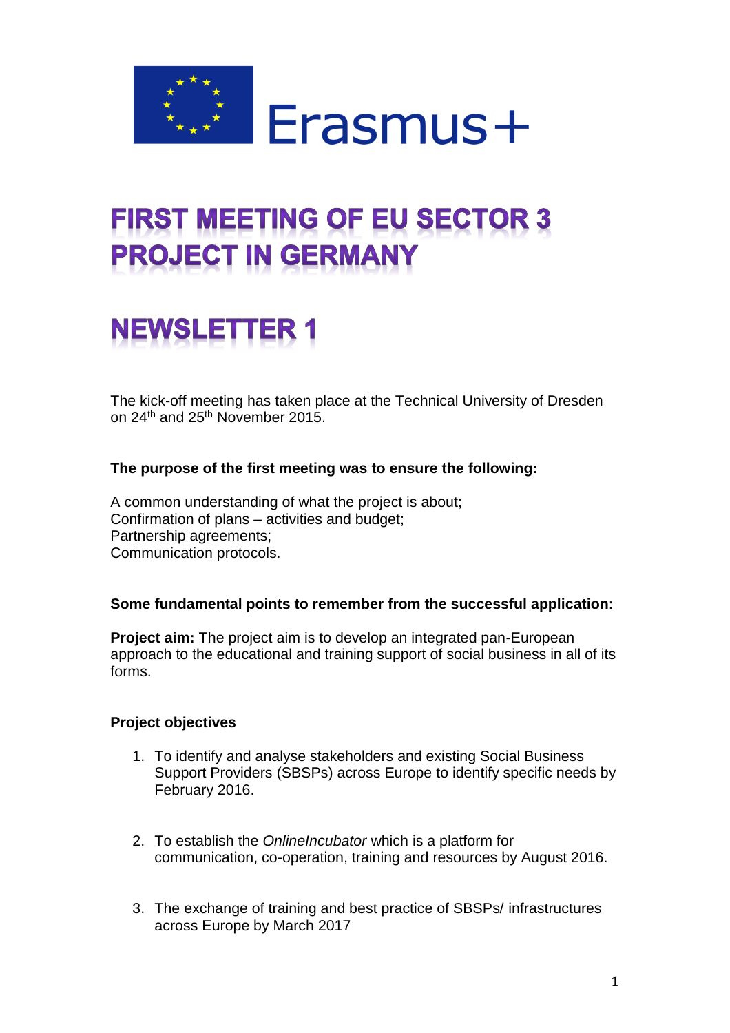Erasmus+

# FIRST MEETING OF EU SECTOR 3 PROJECT IN GERMANY

# NEWSLETTER 1

The kick-off meeting has taken place at the Technical University of Dresden on 24th and 25th November 2015.

**The purpose of the first meeting was to ensure the following:**

A common understanding of what the project is about;
Confirmation of plans – activities and budget;
Partnership agreements;
Communication protocols.

**Some fundamental points to remember from the successful application:**

**Project aim:** The project aim is to develop an integrated pan-European approach to the educational and training support of social business in all of its forms.

**Project objectives**

1. To identify and analyse stakeholders and existing Social Business Support Providers (SBSPs) across Europe to identify specific needs by February 2016.

2. To establish the *OnlineIncubator* which is a platform for communication, co-operation, training and resources by August 2016.

3. The exchange of training and best practice of SBSPs/ infrastructures across Europe by March 2017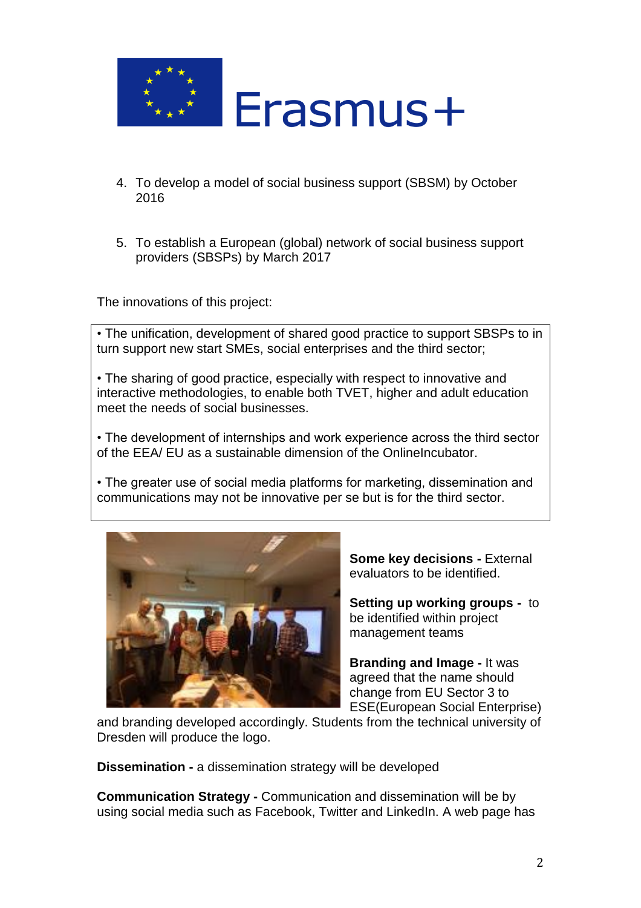4. To develop a model of social business support (SBSM) by October 2016

5. To establish a European (global) network of social business support providers (SBSPs) by March 2017

The innovations of this project:

• The unification, development of shared good practice to support SBSPs to in turn support new start SMEs, social enterprises and the third sector;

• The sharing of good practice, especially with respect to innovative and interactive methodologies, to enable both TVET, higher and adult education meet the needs of social businesses.

• The development of internships and work experience across the third sector of the EEA/ EU as a sustainable dimension of the OnlineIncubator.

• The greater use of social media platforms for marketing, dissemination and communications may not be innovative per se but is for the third sector.

**Some key decisions -** External evaluators to be identified.

**Setting up working groups -** to be identified within project management teams

**Branding and Image -** It was agreed that the name should change from EU Sector 3 to ESE(European Social Enterprise) and branding developed accordingly. Students from the technical university of Dresden will produce the logo.

**Dissemination -** a dissemination strategy will be developed

**Communication Strategy -** Communication and dissemination will be by using social media such as Facebook, Twitter and LinkedIn. A web page has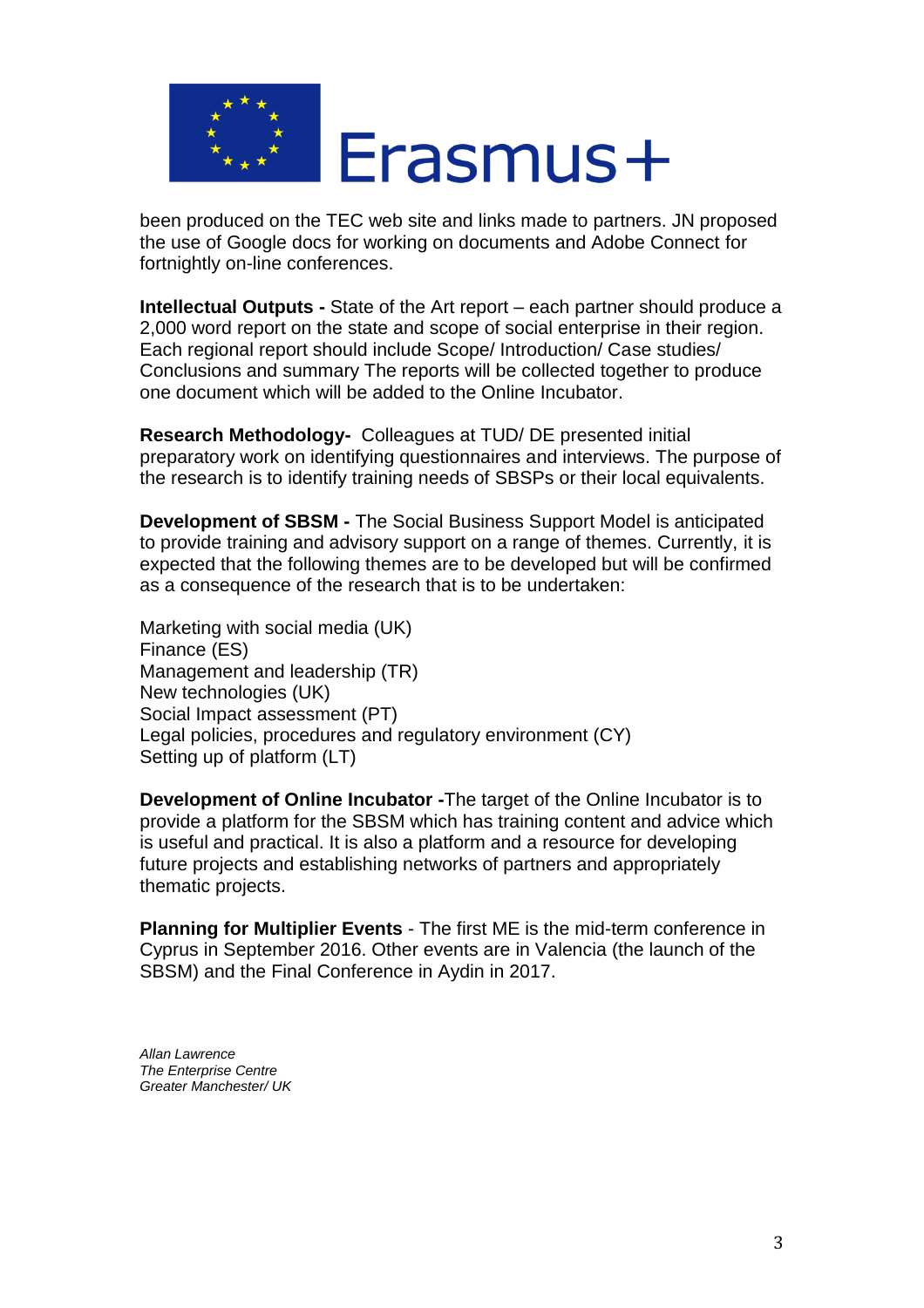been produced on the TEC web site and links made to partners. JN proposed the use of Google docs for working on documents and Adobe Connect for fortnightly on-line conferences.

**Intellectual Outputs -** State of the Art report – each partner should produce a 2,000 word report on the state and scope of social enterprise in their region. Each regional report should include Scope/ Introduction/ Case studies/ Conclusions and summary The reports will be collected together to produce one document which will be added to the Online Incubator.

**Research Methodology-** Colleagues at TUD/ DE presented initial preparatory work on identifying questionnaires and interviews. The purpose of the research is to identify training needs of SBSPs or their local equivalents.

**Development of SBSM -** The Social Business Support Model is anticipated to provide training and advisory support on a range of themes. Currently, it is expected that the following themes are to be developed but will be confirmed as a consequence of the research that is to be undertaken:

Marketing with social media (UK)
Finance (ES)
Management and leadership (TR)
New technologies (UK)
Social Impact assessment (PT)
Legal policies, procedures and regulatory environment (CY)
Setting up of platform (LT)

**Development of Online Incubator -**The target of the Online Incubator is to provide a platform for the SBSM which has training content and advice which is useful and practical. It is also a platform and a resource for developing future projects and establishing networks of partners and appropriately thematic projects.

**Planning for Multiplier Events** - The first ME is the mid-term conference in Cyprus in September 2016. Other events are in Valencia (the launch of the SBSM) and the Final Conference in Aydin in 2017.

*Allan Lawrence*
*The Enterprise Centre*
*Greater Manchester/ UK*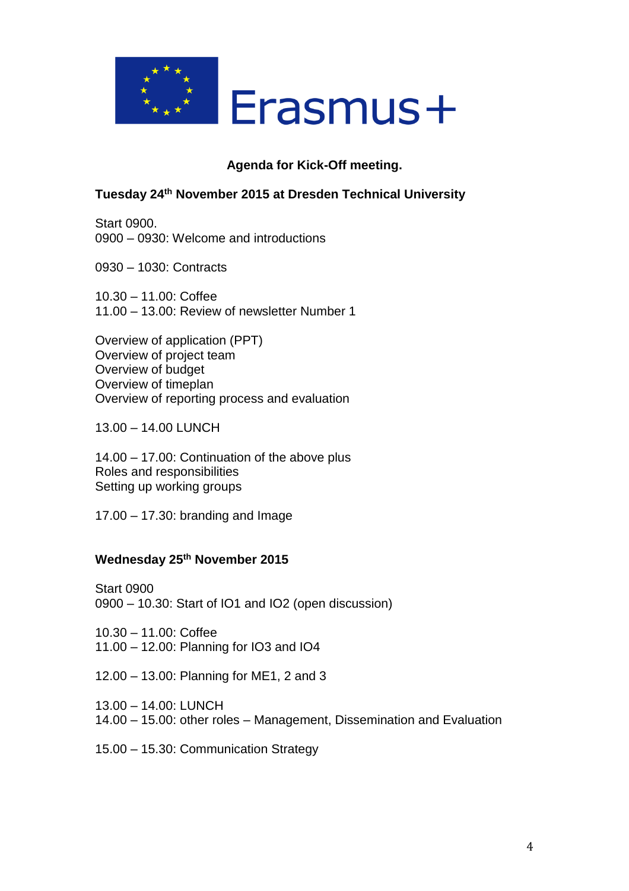Erasmus+

## Agenda for Kick-Off meeting.

**Tuesday 24th November 2015 at Dresden Technical University**

Start 0900.
0900 – 0930: Welcome and introductions

0930 – 1030: Contracts

10.30 – 11.00: Coffee
11.00 – 13.00: Review of newsletter Number 1

Overview of application (PPT)
Overview of project team
Overview of budget
Overview of timeplan
Overview of reporting process and evaluation

13.00 – 14.00 LUNCH

14.00 – 17.00: Continuation of the above plus
Roles and responsibilities
Setting up working groups

17.00 – 17.30: branding and Image

**Wednesday 25th November 2015**

Start 0900
0900 – 10.30: Start of IO1 and IO2 (open discussion)

10.30 – 11.00: Coffee
11.00 – 12.00: Planning for IO3 and IO4

12.00 – 13.00: Planning for ME1, 2 and 3

13.00 – 14.00: LUNCH
14.00 – 15.00: other roles – Management, Dissemination and Evaluation

15.00 – 15.30: Communication Strategy